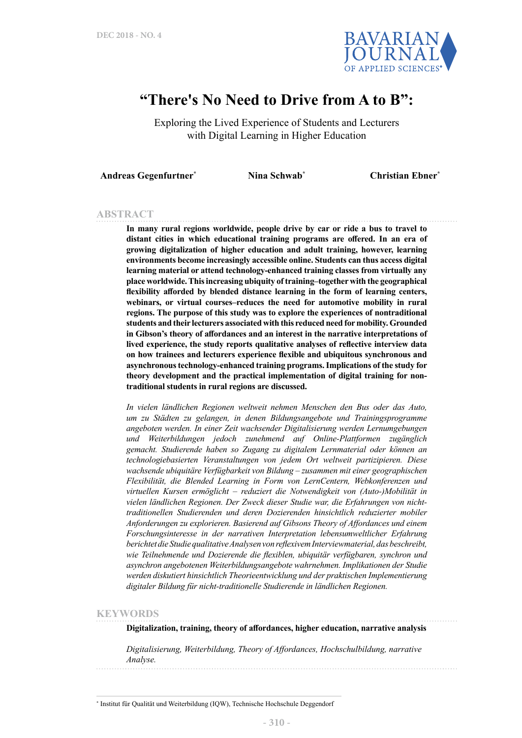# "There's No Need to Drive from A to B":

Exploring the Lived Experience of Students and Lecturers with Digital Learning in Higher Education

**Andreas Gegenfurtner*** **Nina Schwab*** **Christian Ebner***

## ABSTRACT

**In many rural regions worldwide, people drive by car or ride a bus to travel to distant cities in which educational training programs are offered. In an era of growing digitalization of higher education and adult training, however, learning environments become increasingly accessible online. Students can thus access digital learning material or attend technology-enhanced training classes from virtually any place worldwide. This increasing ubiquity of training–together with the geographical flexibility afforded by blended distance learning in the form of learning centers, webinars, or virtual courses–reduces the need for automotive mobility in rural regions. The purpose of this study was to explore the experiences of nontraditional students and their lecturers associated with this reduced need for mobility. Grounded in Gibson's theory of affordances and an interest in the narrative interpretations of lived experience, the study reports qualitative analyses of reflective interview data on how trainees and lecturers experience flexible and ubiquitous synchronous and asynchronous technology-enhanced training programs. Implications of the study for theory development and the practical implementation of digital training for non-traditional students in rural regions are discussed.**

*In vielen ländlichen Regionen weltweit nehmen Menschen den Bus oder das Auto, um zu Städten zu gelangen, in denen Bildungsangebote und Trainingsprogramme angeboten werden. In einer Zeit wachsender Digitalisierung werden Lernumgebungen und Weiterbildungen jedoch zunehmend auf Online-Plattformen zugänglich gemacht. Studierende haben so Zugang zu digitalem Lernmaterial oder können an technologiebasierten Veranstaltungen von jedem Ort weltweit partizipieren. Diese wachsende ubiquitäre Verfügbarkeit von Bildung – zusammen mit einer geographischen Flexibilität, die Blended Learning in Form von LernCentern, Webkonferenzen und virtuellen Kursen ermöglicht – reduziert die Notwendigkeit von (Auto-)Mobilität in vielen ländlichen Regionen. Der Zweck dieser Studie war, die Erfahrungen von nicht-traditionellen Studierenden und deren Dozierenden hinsichtlich reduzierter mobiler Anforderungen zu explorieren. Basierend auf Gibsons Theory of Affordances und einem Forschungsinteresse in der narrativen Interpretation lebensumweltlicher Erfahrung berichtet die Studie qualitative Analysen von reflexivem Interviewmaterial, das beschreibt, wie Teilnehmende und Dozierende die flexiblen, ubiquitär verfügbaren, synchron und asynchron angebotenen Weiterbildungsangebote wahrnehmen. Implikationen der Studie werden diskutiert hinsichtlich Theorieentwicklung und der praktischen Implementierung digitaler Bildung für nicht-traditionelle Studierende in ländlichen Regionen.*

## KEYWORDS

**Digitalization, training, theory of affordances, higher education, narrative analysis**

*Digitalisierung, Weiterbildung, Theory of Affordances, Hochschulbildung, narrative Analyse.*

---

* Institut für Qualität und Weiterbildung (IQW), Technische Hochschule Deggendorf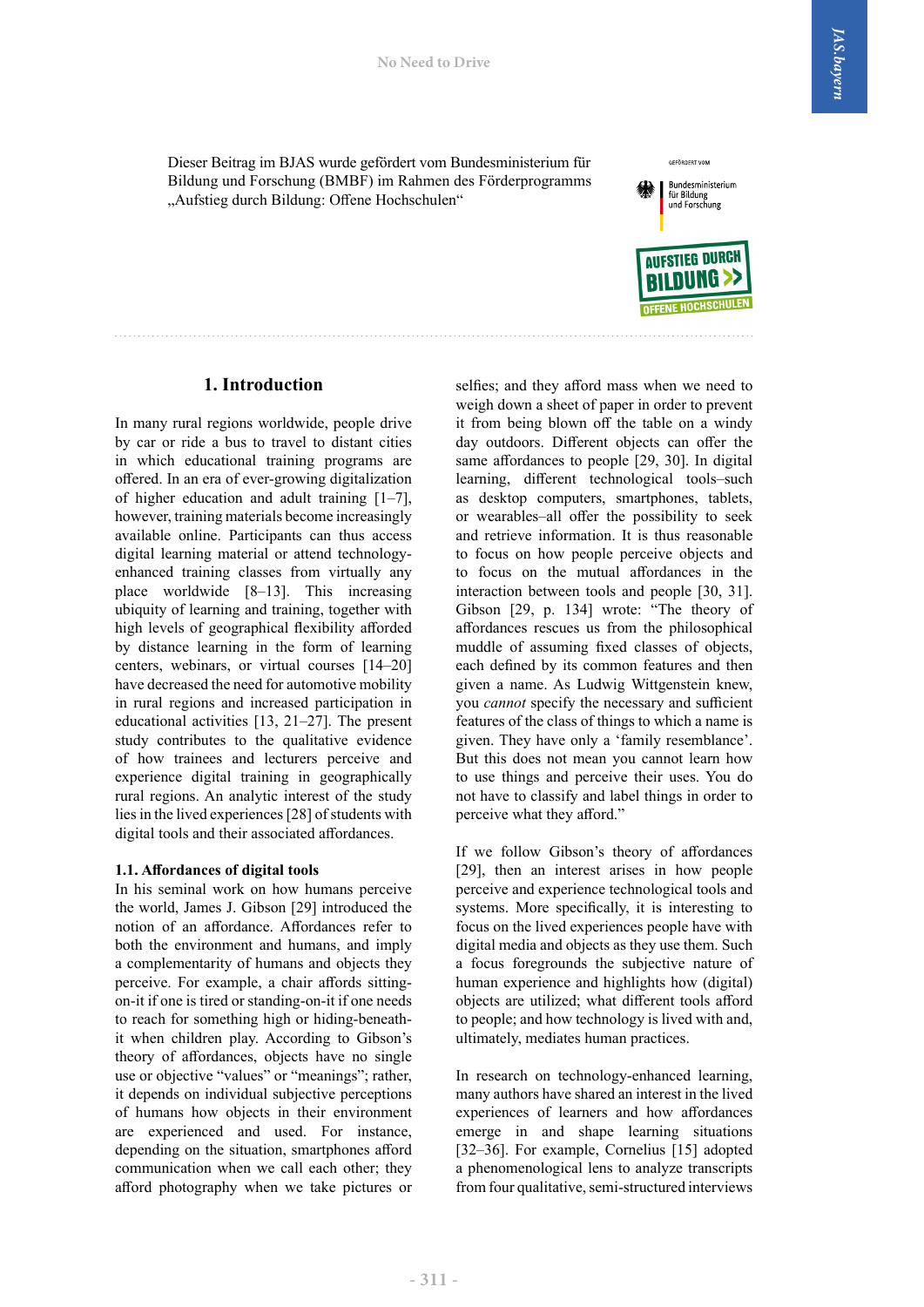Dieser Beitrag im BJAS wurde gefördert vom Bundesministerium für Bildung und Forschung (BMBF) im Rahmen des Förderprogramms „Aufstieg durch Bildung: Offene Hochschulen"

## 1. Introduction

In many rural regions worldwide, people drive by car or ride a bus to travel to distant cities in which educational training programs are offered. In an era of ever-growing digitalization of higher education and adult training [1–7], however, training materials become increasingly available online. Participants can thus access digital learning material or attend technology-enhanced training classes from virtually any place worldwide [8–13]. This increasing ubiquity of learning and training, together with high levels of geographical flexibility afforded by distance learning in the form of learning centers, webinars, or virtual courses [14–20] have decreased the need for automotive mobility in rural regions and increased participation in educational activities [13, 21–27]. The present study contributes to the qualitative evidence of how trainees and lecturers perceive and experience digital training in geographically rural regions. An analytic interest of the study lies in the lived experiences [28] of students with digital tools and their associated affordances.

### 1.1. Affordances of digital tools

In his seminal work on how humans perceive the world, James J. Gibson [29] introduced the notion of an affordance. Affordances refer to both the environment and humans, and imply a complementarity of humans and objects they perceive. For example, a chair affords sitting-on-it if one is tired or standing-on-it if one needs to reach for something high or hiding-beneath-it when children play. According to Gibson's theory of affordances, objects have no single use or objective "values" or "meanings"; rather, it depends on individual subjective perceptions of humans how objects in their environment are experienced and used. For instance, depending on the situation, smartphones afford communication when we call each other; they afford photography when we take pictures or selfies; and they afford mass when we need to weigh down a sheet of paper in order to prevent it from being blown off the table on a windy day outdoors. Different objects can offer the same affordances to people [29, 30]. In digital learning, different technological tools–such as desktop computers, smartphones, tablets, or wearables–all offer the possibility to seek and retrieve information. It is thus reasonable to focus on how people perceive objects and to focus on the mutual affordances in the interaction between tools and people [30, 31]. Gibson [29, p. 134] wrote: "The theory of affordances rescues us from the philosophical muddle of assuming fixed classes of objects, each defined by its common features and then given a name. As Ludwig Wittgenstein knew, you *cannot* specify the necessary and sufficient features of the class of things to which a name is given. They have only a 'family resemblance'. But this does not mean you cannot learn how to use things and perceive their uses. You do not have to classify and label things in order to perceive what they afford."

If we follow Gibson's theory of affordances [29], then an interest arises in how people perceive and experience technological tools and systems. More specifically, it is interesting to focus on the lived experiences people have with digital media and objects as they use them. Such a focus foregrounds the subjective nature of human experience and highlights how (digital) objects are utilized; what different tools afford to people; and how technology is lived with and, ultimately, mediates human practices.

In research on technology-enhanced learning, many authors have shared an interest in the lived experiences of learners and how affordances emerge in and shape learning situations [32–36]. For example, Cornelius [15] adopted a phenomenological lens to analyze transcripts from four qualitative, semi-structured interviews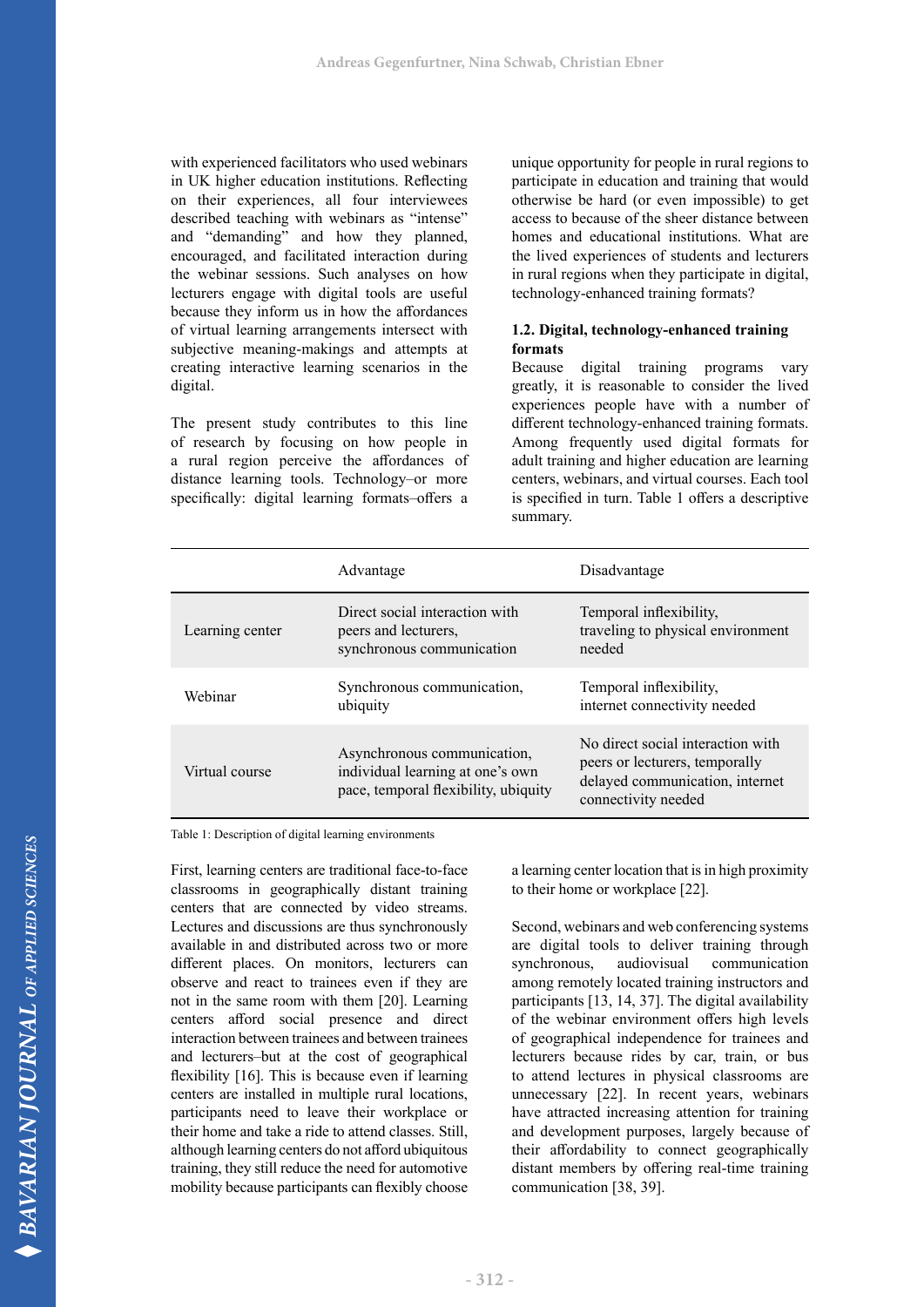with experienced facilitators who used webinars in UK higher education institutions. Reflecting on their experiences, all four interviewees described teaching with webinars as "intense" and "demanding" and how they planned, encouraged, and facilitated interaction during the webinar sessions. Such analyses on how lecturers engage with digital tools are useful because they inform us in how the affordances of virtual learning arrangements intersect with subjective meaning-makings and attempts at creating interactive learning scenarios in the digital.

The present study contributes to this line of research by focusing on how people in a rural region perceive the affordances of distance learning tools. Technology–or more specifically: digital learning formats–offers a unique opportunity for people in rural regions to participate in education and training that would otherwise be hard (or even impossible) to get access to because of the sheer distance between homes and educational institutions. What are the lived experiences of students and lecturers in rural regions when they participate in digital, technology-enhanced training formats?

### 1.2. Digital, technology-enhanced training formats

Because digital training programs vary greatly, it is reasonable to consider the lived experiences people have with a number of different technology-enhanced training formats. Among frequently used digital formats for adult training and higher education are learning centers, webinars, and virtual courses. Each tool is specified in turn. Table 1 offers a descriptive summary.

| | Advantage | Disadvantage |
|---|---|---|
| Learning center | Direct social interaction with peers and lecturers, synchronous communication | Temporal inflexibility, traveling to physical environment needed |
| Webinar | Synchronous communication, ubiquity | Temporal inflexibility, internet connectivity needed |
| Virtual course | Asynchronous communication, individual learning at one's own pace, temporal flexibility, ubiquity | No direct social interaction with peers or lecturers, temporally delayed communication, internet connectivity needed |

Table 1: Description of digital learning environments

First, learning centers are traditional face-to-face classrooms in geographically distant training centers that are connected by video streams. Lectures and discussions are thus synchronously available in and distributed across two or more different places. On monitors, lecturers can observe and react to trainees even if they are not in the same room with them [20]. Learning centers afford social presence and direct interaction between trainees and between trainees and lecturers–but at the cost of geographical flexibility [16]. This is because even if learning centers are installed in multiple rural locations, participants need to leave their workplace or their home and take a ride to attend classes. Still, although learning centers do not afford ubiquitous training, they still reduce the need for automotive mobility because participants can flexibly choose a learning center location that is in high proximity to their home or workplace [22].

Second, webinars and web conferencing systems are digital tools to deliver training through synchronous, audiovisual communication among remotely located training instructors and participants [13, 14, 37]. The digital availability of the webinar environment offers high levels of geographical independence for trainees and lecturers because rides by car, train, or bus to attend lectures in physical classrooms are unnecessary [22]. In recent years, webinars have attracted increasing attention for training and development purposes, largely because of their affordability to connect geographically distant members by offering real-time training communication [38, 39].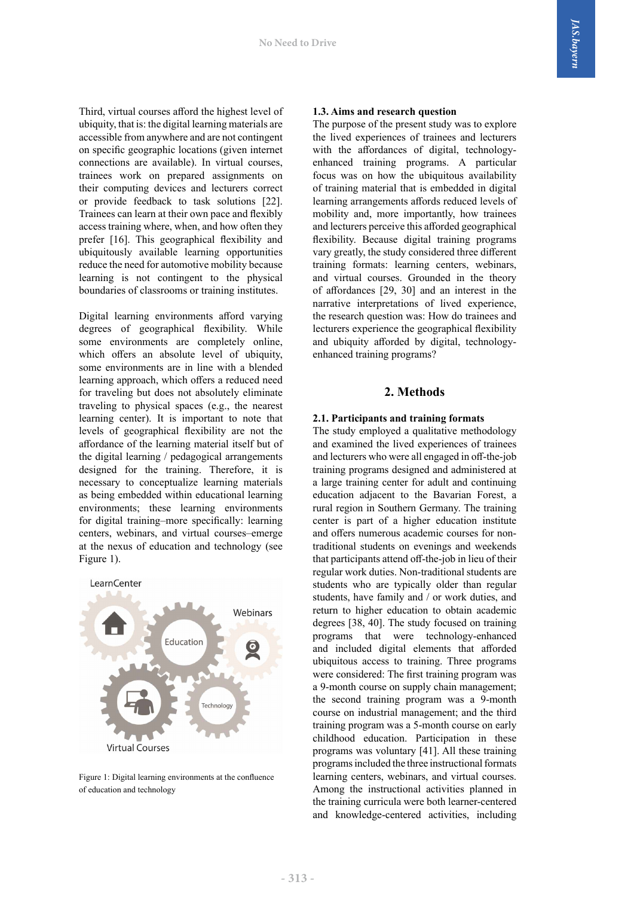Third, virtual courses afford the highest level of ubiquity, that is: the digital learning materials are accessible from anywhere and are not contingent on specific geographic locations (given internet connections are available). In virtual courses, trainees work on prepared assignments on their computing devices and lecturers correct or provide feedback to task solutions [22]. Trainees can learn at their own pace and flexibly access training where, when, and how often they prefer [16]. This geographical flexibility and ubiquitously available learning opportunities reduce the need for automotive mobility because learning is not contingent to the physical boundaries of classrooms or training institutes.

Digital learning environments afford varying degrees of geographical flexibility. While some environments are completely online, which offers an absolute level of ubiquity, some environments are in line with a blended learning approach, which offers a reduced need for traveling but does not absolutely eliminate traveling to physical spaces (e.g., the nearest learning center). It is important to note that levels of geographical flexibility are not the affordance of the learning material itself but of the digital learning / pedagogical arrangements designed for the training. Therefore, it is necessary to conceptualize learning materials as being embedded within educational learning environments; these learning environments for digital training–more specifically: learning centers, webinars, and virtual courses–emerge at the nexus of education and technology (see Figure 1).

Figure 1: Digital learning environments at the confluence of education and technology

### 1.3. Aims and research question

The purpose of the present study was to explore the lived experiences of trainees and lecturers with the affordances of digital, technology-enhanced training programs. A particular focus was on how the ubiquitous availability of training material that is embedded in digital learning arrangements affords reduced levels of mobility and, more importantly, how trainees and lecturers perceive this afforded geographical flexibility. Because digital training programs vary greatly, the study considered three different training formats: learning centers, webinars, and virtual courses. Grounded in the theory of affordances [29, 30] and an interest in the narrative interpretations of lived experience, the research question was: How do trainees and lecturers experience the geographical flexibility and ubiquity afforded by digital, technology-enhanced training programs?

## 2. Methods

### 2.1. Participants and training formats

The study employed a qualitative methodology and examined the lived experiences of trainees and lecturers who were all engaged in off-the-job training programs designed and administered at a large training center for adult and continuing education adjacent to the Bavarian Forest, a rural region in Southern Germany. The training center is part of a higher education institute and offers numerous academic courses for non-traditional students on evenings and weekends that participants attend off-the-job in lieu of their regular work duties. Non-traditional students are students who are typically older than regular students, have family and / or work duties, and return to higher education to obtain academic degrees [38, 40]. The study focused on training programs that were technology-enhanced and included digital elements that afforded ubiquitous access to training. Three programs were considered: The first training program was a 9-month course on supply chain management; the second training program was a 9-month course on industrial management; and the third training program was a 5-month course on early childhood education. Participation in these programs was voluntary [41]. All these training programs included the three instructional formats learning centers, webinars, and virtual courses. Among the instructional activities planned in the training curricula were both learner-centered and knowledge-centered activities, including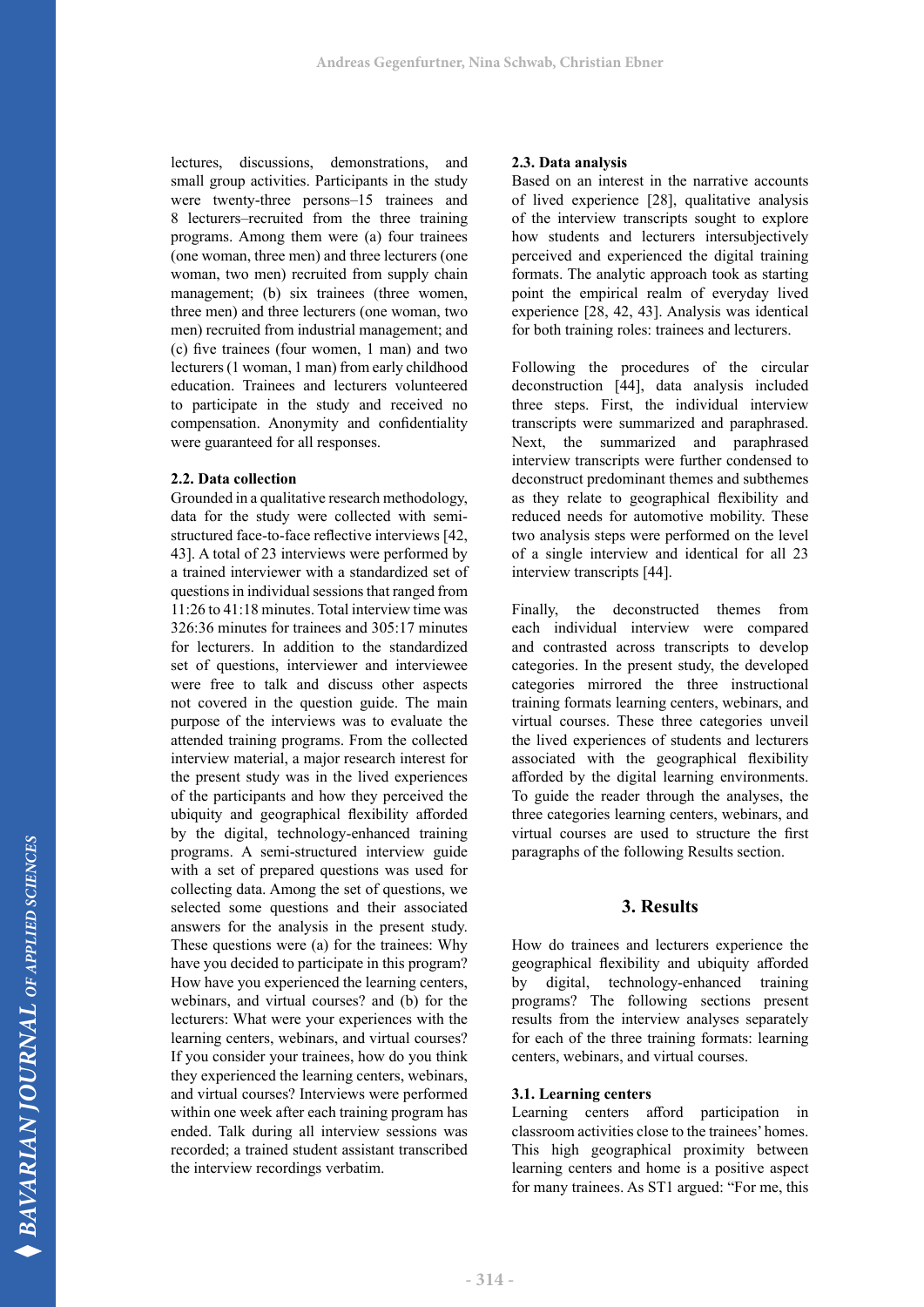lectures, discussions, demonstrations, and small group activities. Participants in the study were twenty-three persons–15 trainees and 8 lecturers–recruited from the three training programs. Among them were (a) four trainees (one woman, three men) and three lecturers (one woman, two men) recruited from supply chain management; (b) six trainees (three women, three men) and three lecturers (one woman, two men) recruited from industrial management; and (c) five trainees (four women, 1 man) and two lecturers (1 woman, 1 man) from early childhood education. Trainees and lecturers volunteered to participate in the study and received no compensation. Anonymity and confidentiality were guaranteed for all responses.

### 2.2. Data collection

Grounded in a qualitative research methodology, data for the study were collected with semi-structured face-to-face reflective interviews [42, 43]. A total of 23 interviews were performed by a trained interviewer with a standardized set of questions in individual sessions that ranged from 11:26 to 41:18 minutes. Total interview time was 326:36 minutes for trainees and 305:17 minutes for lecturers. In addition to the standardized set of questions, interviewer and interviewee were free to talk and discuss other aspects not covered in the question guide. The main purpose of the interviews was to evaluate the attended training programs. From the collected interview material, a major research interest for the present study was in the lived experiences of the participants and how they perceived the ubiquity and geographical flexibility afforded by the digital, technology-enhanced training programs. A semi-structured interview guide with a set of prepared questions was used for collecting data. Among the set of questions, we selected some questions and their associated answers for the analysis in the present study. These questions were (a) for the trainees: Why have you decided to participate in this program? How have you experienced the learning centers, webinars, and virtual courses? and (b) for the lecturers: What were your experiences with the learning centers, webinars, and virtual courses? If you consider your trainees, how do you think they experienced the learning centers, webinars, and virtual courses? Interviews were performed within one week after each training program has ended. Talk during all interview sessions was recorded; a trained student assistant transcribed the interview recordings verbatim.

### 2.3. Data analysis

Based on an interest in the narrative accounts of lived experience [28], qualitative analysis of the interview transcripts sought to explore how students and lecturers intersubjectively perceived and experienced the digital training formats. The analytic approach took as starting point the empirical realm of everyday lived experience [28, 42, 43]. Analysis was identical for both training roles: trainees and lecturers.

Following the procedures of the circular deconstruction [44], data analysis included three steps. First, the individual interview transcripts were summarized and paraphrased. Next, the summarized and paraphrased interview transcripts were further condensed to deconstruct predominant themes and subthemes as they relate to geographical flexibility and reduced needs for automotive mobility. These two analysis steps were performed on the level of a single interview and identical for all 23 interview transcripts [44].

Finally, the deconstructed themes from each individual interview were compared and contrasted across transcripts to develop categories. In the present study, the developed categories mirrored the three instructional training formats learning centers, webinars, and virtual courses. These three categories unveil the lived experiences of students and lecturers associated with the geographical flexibility afforded by the digital learning environments. To guide the reader through the analyses, the three categories learning centers, webinars, and virtual courses are used to structure the first paragraphs of the following Results section.

## 3. Results

How do trainees and lecturers experience the geographical flexibility and ubiquity afforded by digital, technology-enhanced training programs? The following sections present results from the interview analyses separately for each of the three training formats: learning centers, webinars, and virtual courses.

### 3.1. Learning centers

Learning centers afford participation in classroom activities close to the trainees' homes. This high geographical proximity between learning centers and home is a positive aspect for many trainees. As ST1 argued: "For me, this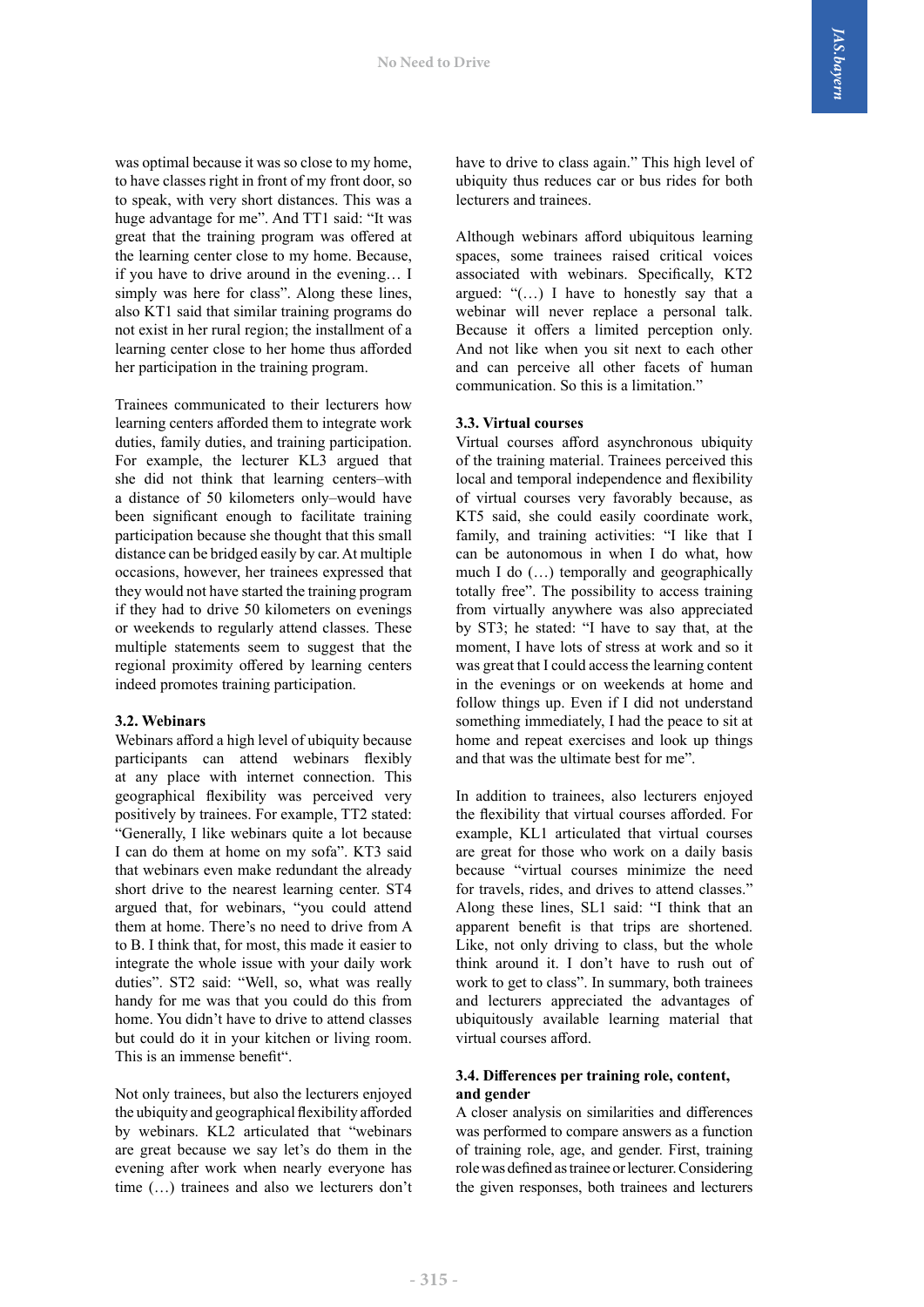was optimal because it was so close to my home, to have classes right in front of my front door, so to speak, with very short distances. This was a huge advantage for me". And TT1 said: "It was great that the training program was offered at the learning center close to my home. Because, if you have to drive around in the evening… I simply was here for class". Along these lines, also KT1 said that similar training programs do not exist in her rural region; the installment of a learning center close to her home thus afforded her participation in the training program.

Trainees communicated to their lecturers how learning centers afforded them to integrate work duties, family duties, and training participation. For example, the lecturer KL3 argued that she did not think that learning centers–with a distance of 50 kilometers only–would have been significant enough to facilitate training participation because she thought that this small distance can be bridged easily by car. At multiple occasions, however, her trainees expressed that they would not have started the training program if they had to drive 50 kilometers on evenings or weekends to regularly attend classes. These multiple statements seem to suggest that the regional proximity offered by learning centers indeed promotes training participation.

### 3.2. Webinars

Webinars afford a high level of ubiquity because participants can attend webinars flexibly at any place with internet connection. This geographical flexibility was perceived very positively by trainees. For example, TT2 stated: "Generally, I like webinars quite a lot because I can do them at home on my sofa". KT3 said that webinars even make redundant the already short drive to the nearest learning center. ST4 argued that, for webinars, "you could attend them at home. There's no need to drive from A to B. I think that, for most, this made it easier to integrate the whole issue with your daily work duties". ST2 said: "Well, so, what was really handy for me was that you could do this from home. You didn't have to drive to attend classes but could do it in your kitchen or living room. This is an immense benefit".

Not only trainees, but also the lecturers enjoyed the ubiquity and geographical flexibility afforded by webinars. KL2 articulated that "webinars are great because we say let's do them in the evening after work when nearly everyone has time (…) trainees and also we lecturers don't have to drive to class again." This high level of ubiquity thus reduces car or bus rides for both lecturers and trainees.

Although webinars afford ubiquitous learning spaces, some trainees raised critical voices associated with webinars. Specifically, KT2 argued: "(…) I have to honestly say that a webinar will never replace a personal talk. Because it offers a limited perception only. And not like when you sit next to each other and can perceive all other facets of human communication. So this is a limitation."

### 3.3. Virtual courses

Virtual courses afford asynchronous ubiquity of the training material. Trainees perceived this local and temporal independence and flexibility of virtual courses very favorably because, as KT5 said, she could easily coordinate work, family, and training activities: "I like that I can be autonomous in when I do what, how much I do (…) temporally and geographically totally free". The possibility to access training from virtually anywhere was also appreciated by ST3; he stated: "I have to say that, at the moment, I have lots of stress at work and so it was great that I could access the learning content in the evenings or on weekends at home and follow things up. Even if I did not understand something immediately, I had the peace to sit at home and repeat exercises and look up things and that was the ultimate best for me".

In addition to trainees, also lecturers enjoyed the flexibility that virtual courses afforded. For example, KL1 articulated that virtual courses are great for those who work on a daily basis because "virtual courses minimize the need for travels, rides, and drives to attend classes." Along these lines, SL1 said: "I think that an apparent benefit is that trips are shortened. Like, not only driving to class, but the whole think around it. I don't have to rush out of work to get to class". In summary, both trainees and lecturers appreciated the advantages of ubiquitously available learning material that virtual courses afford.

### 3.4. Differences per training role, content, and gender

A closer analysis on similarities and differences was performed to compare answers as a function of training role, age, and gender. First, training role was defined as trainee or lecturer. Considering the given responses, both trainees and lecturers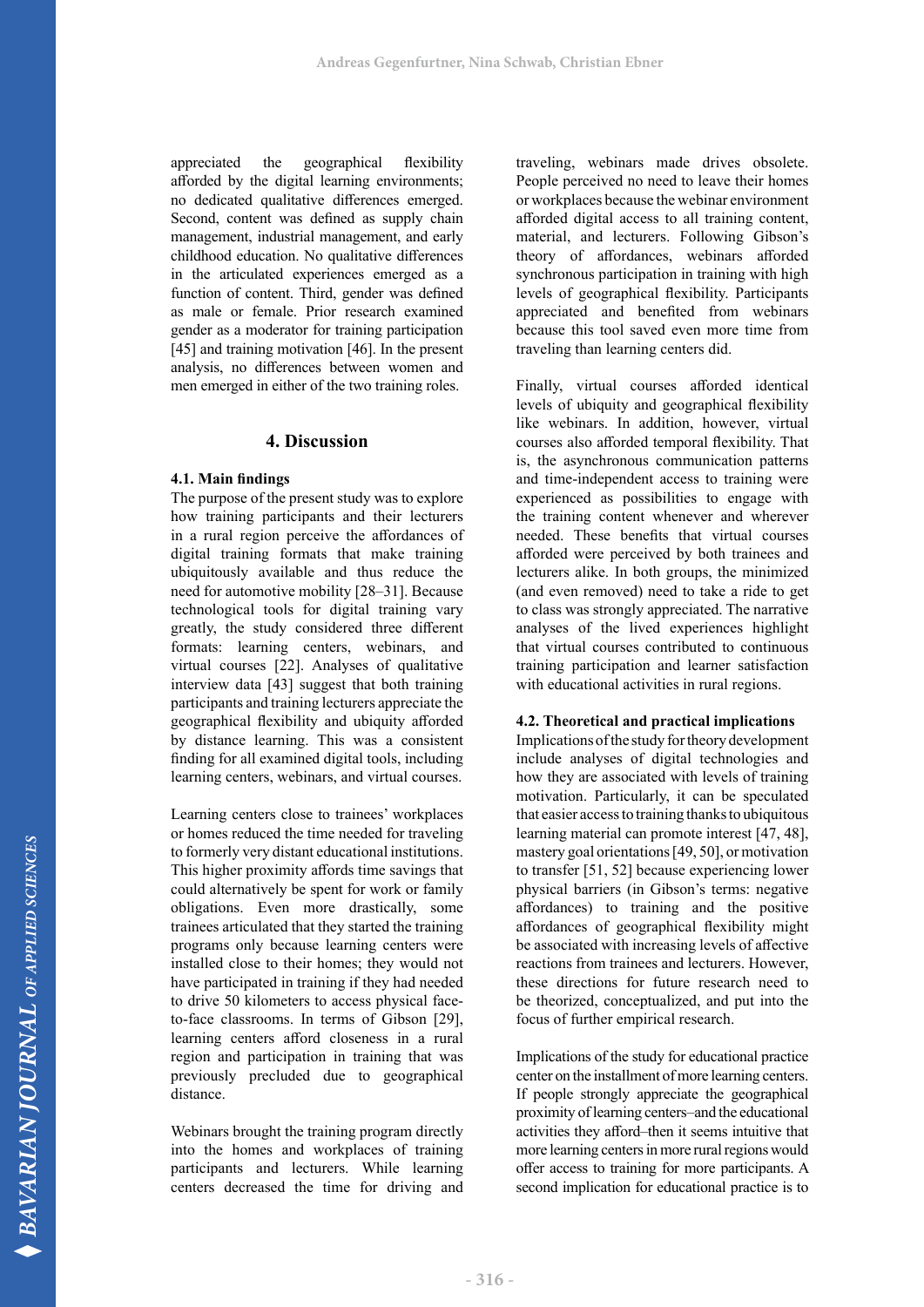appreciated the geographical flexibility afforded by the digital learning environments; no dedicated qualitative differences emerged. Second, content was defined as supply chain management, industrial management, and early childhood education. No qualitative differences in the articulated experiences emerged as a function of content. Third, gender was defined as male or female. Prior research examined gender as a moderator for training participation [45] and training motivation [46]. In the present analysis, no differences between women and men emerged in either of the two training roles.

## 4. Discussion

### 4.1. Main findings

The purpose of the present study was to explore how training participants and their lecturers in a rural region perceive the affordances of digital training formats that make training ubiquitously available and thus reduce the need for automotive mobility [28–31]. Because technological tools for digital training vary greatly, the study considered three different formats: learning centers, webinars, and virtual courses [22]. Analyses of qualitative interview data [43] suggest that both training participants and training lecturers appreciate the geographical flexibility and ubiquity afforded by distance learning. This was a consistent finding for all examined digital tools, including learning centers, webinars, and virtual courses.

Learning centers close to trainees' workplaces or homes reduced the time needed for traveling to formerly very distant educational institutions. This higher proximity affords time savings that could alternatively be spent for work or family obligations. Even more drastically, some trainees articulated that they started the training programs only because learning centers were installed close to their homes; they would not have participated in training if they had needed to drive 50 kilometers to access physical face-to-face classrooms. In terms of Gibson [29], learning centers afford closeness in a rural region and participation in training that was previously precluded due to geographical distance.

Webinars brought the training program directly into the homes and workplaces of training participants and lecturers. While learning centers decreased the time for driving and traveling, webinars made drives obsolete. People perceived no need to leave their homes or workplaces because the webinar environment afforded digital access to all training content, material, and lecturers. Following Gibson's theory of affordances, webinars afforded synchronous participation in training with high levels of geographical flexibility. Participants appreciated and benefited from webinars because this tool saved even more time from traveling than learning centers did.

Finally, virtual courses afforded identical levels of ubiquity and geographical flexibility like webinars. In addition, however, virtual courses also afforded temporal flexibility. That is, the asynchronous communication patterns and time-independent access to training were experienced as possibilities to engage with the training content whenever and wherever needed. These benefits that virtual courses afforded were perceived by both trainees and lecturers alike. In both groups, the minimized (and even removed) need to take a ride to get to class was strongly appreciated. The narrative analyses of the lived experiences highlight that virtual courses contributed to continuous training participation and learner satisfaction with educational activities in rural regions.

### 4.2. Theoretical and practical implications

Implications of the study for theory development include analyses of digital technologies and how they are associated with levels of training motivation. Particularly, it can be speculated that easier access to training thanks to ubiquitous learning material can promote interest [47, 48], mastery goal orientations [49, 50], or motivation to transfer [51, 52] because experiencing lower physical barriers (in Gibson's terms: negative affordances) to training and the positive affordances of geographical flexibility might be associated with increasing levels of affective reactions from trainees and lecturers. However, these directions for future research need to be theorized, conceptualized, and put into the focus of further empirical research.

Implications of the study for educational practice center on the installment of more learning centers. If people strongly appreciate the geographical proximity of learning centers–and the educational activities they afford–then it seems intuitive that more learning centers in more rural regions would offer access to training for more participants. A second implication for educational practice is to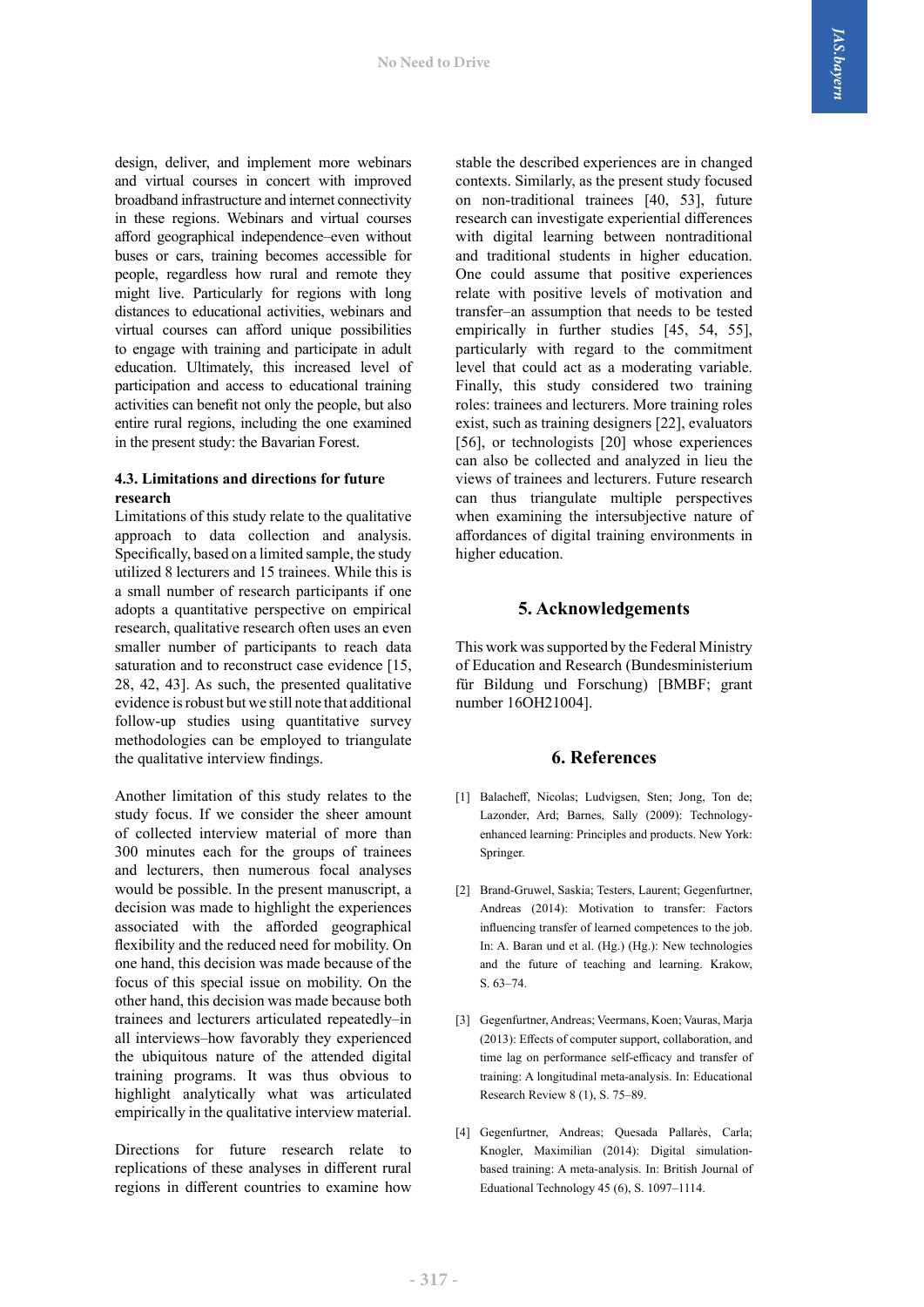design, deliver, and implement more webinars and virtual courses in concert with improved broadband infrastructure and internet connectivity in these regions. Webinars and virtual courses afford geographical independence–even without buses or cars, training becomes accessible for people, regardless how rural and remote they might live. Particularly for regions with long distances to educational activities, webinars and virtual courses can afford unique possibilities to engage with training and participate in adult education. Ultimately, this increased level of participation and access to educational training activities can benefit not only the people, but also entire rural regions, including the one examined in the present study: the Bavarian Forest.

### 4.3. Limitations and directions for future research

Limitations of this study relate to the qualitative approach to data collection and analysis. Specifically, based on a limited sample, the study utilized 8 lecturers and 15 trainees. While this is a small number of research participants if one adopts a quantitative perspective on empirical research, qualitative research often uses an even smaller number of participants to reach data saturation and to reconstruct case evidence [15, 28, 42, 43]. As such, the presented qualitative evidence is robust but we still note that additional follow-up studies using quantitative survey methodologies can be employed to triangulate the qualitative interview findings.

Another limitation of this study relates to the study focus. If we consider the sheer amount of collected interview material of more than 300 minutes each for the groups of trainees and lecturers, then numerous focal analyses would be possible. In the present manuscript, a decision was made to highlight the experiences associated with the afforded geographical flexibility and the reduced need for mobility. On one hand, this decision was made because of the focus of this special issue on mobility. On the other hand, this decision was made because both trainees and lecturers articulated repeatedly–in all interviews–how favorably they experienced the ubiquitous nature of the attended digital training programs. It was thus obvious to highlight analytically what was articulated empirically in the qualitative interview material.

Directions for future research relate to replications of these analyses in different rural regions in different countries to examine how stable the described experiences are in changed contexts. Similarly, as the present study focused on non-traditional trainees [40, 53], future research can investigate experiential differences with digital learning between nontraditional and traditional students in higher education. One could assume that positive experiences relate with positive levels of motivation and transfer–an assumption that needs to be tested empirically in further studies [45, 54, 55], particularly with regard to the commitment level that could act as a moderating variable. Finally, this study considered two training roles: trainees and lecturers. More training roles exist, such as training designers [22], evaluators [56], or technologists [20] whose experiences can also be collected and analyzed in lieu the views of trainees and lecturers. Future research can thus triangulate multiple perspectives when examining the intersubjective nature of affordances of digital training environments in higher education.

## 5. Acknowledgements

This work was supported by the Federal Ministry of Education and Research (Bundesministerium für Bildung und Forschung) [BMBF; grant number 16OH21004].

## 6. References

[1] Balacheff, Nicolas; Ludvigsen, Sten; Jong, Ton de; Lazonder, Ard; Barnes, Sally (2009): Technology-enhanced learning: Principles and products. New York: Springer.

[2] Brand-Gruwel, Saskia; Testers, Laurent; Gegenfurtner, Andreas (2014): Motivation to transfer: Factors influencing transfer of learned competences to the job. In: A. Baran und et al. (Hg.) (Hg.): New technologies and the future of teaching and learning. Krakow, S. 63–74.

[3] Gegenfurtner, Andreas; Veermans, Koen; Vauras, Marja (2013): Effects of computer support, collaboration, and time lag on performance self-efficacy and transfer of training: A longitudinal meta-analysis. In: Educational Research Review 8 (1), S. 75–89.

[4] Gegenfurtner, Andreas; Quesada Pallarès, Carla; Knogler, Maximilian (2014): Digital simulation-based training: A meta-analysis. In: British Journal of Eduational Technology 45 (6), S. 1097–1114.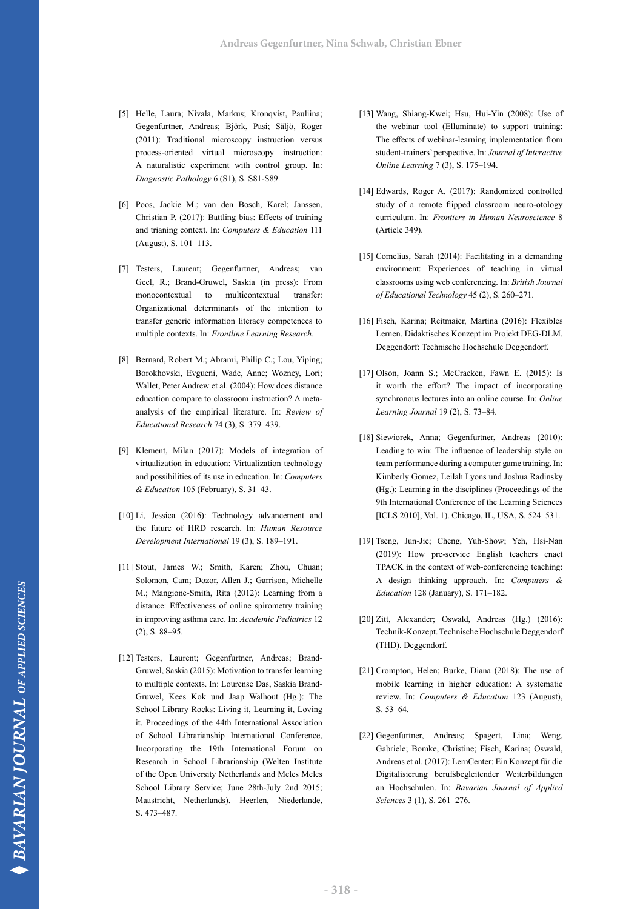[5] Helle, Laura; Nivala, Markus; Kronqvist, Pauliina; Gegenfurtner, Andreas; Björk, Pasi; Säljö, Roger (2011): Traditional microscopy instruction versus process-oriented virtual microscopy instruction: A naturalistic experiment with control group. In: *Diagnostic Pathology* 6 (S1), S. S81-S89.

[6] Poos, Jackie M.; van den Bosch, Karel; Janssen, Christian P. (2017): Battling bias: Effects of training and trianing context. In: *Computers & Education* 111 (August), S. 101–113.

[7] Testers, Laurent; Gegenfurtner, Andreas; van Geel, R.; Brand-Gruwel, Saskia (in press): From monocontextual to multicontextual transfer: Organizational determinants of the intention to transfer generic information literacy competences to multiple contexts. In: *Frontline Learning Research*.

[8] Bernard, Robert M.; Abrami, Philip C.; Lou, Yiping; Borokhovski, Evgueni, Wade, Anne; Wozney, Lori; Wallet, Peter Andrew et al. (2004): How does distance education compare to classroom instruction? A meta-analysis of the empirical literature. In: *Review of Educational Research* 74 (3), S. 379–439.

[9] Klement, Milan (2017): Models of integration of virtualization in education: Virtualization technology and possibilities of its use in education. In: *Computers & Education* 105 (February), S. 31–43.

[10] Li, Jessica (2016): Technology advancement and the future of HRD research. In: *Human Resource Development International* 19 (3), S. 189–191.

[11] Stout, James W.; Smith, Karen; Zhou, Chuan; Solomon, Cam; Dozor, Allen J.; Garrison, Michelle M.; Mangione-Smith, Rita (2012): Learning from a distance: Effectiveness of online spirometry training in improving asthma care. In: *Academic Pediatrics* 12 (2), S. 88–95.

[12] Testers, Laurent; Gegenfurtner, Andreas; Brand-Gruwel, Saskia (2015): Motivation to transfer learning to multiple contexts. In: Lourense Das, Saskia Brand-Gruwel, Kees Kok und Jaap Walhout (Hg.): The School Library Rocks: Living it, Learning it, Loving it. Proceedings of the 44th International Association of School Librarianship International Conference, Incorporating the 19th International Forum on Research in School Librarianship (Welten Institute of the Open University Netherlands and Meles Meles School Library Service; June 28th-July 2nd 2015; Maastricht, Netherlands). Heerlen, Niederlande, S. 473–487.

[13] Wang, Shiang-Kwei; Hsu, Hui-Yin (2008): Use of the webinar tool (Elluminate) to support training: The effects of webinar-learning implementation from student-trainers' perspective. In: *Journal of Interactive Online Learning* 7 (3), S. 175–194.

[14] Edwards, Roger A. (2017): Randomized controlled study of a remote flipped classroom neuro-otology curriculum. In: *Frontiers in Human Neuroscience* 8 (Article 349).

[15] Cornelius, Sarah (2014): Facilitating in a demanding environment: Experiences of teaching in virtual classrooms using web conferencing. In: *British Journal of Educational Technology* 45 (2), S. 260–271.

[16] Fisch, Karina; Reitmaier, Martina (2016): Flexibles Lernen. Didaktisches Konzept im Projekt DEG-DLM. Deggendorf: Technische Hochschule Deggendorf.

[17] Olson, Joann S.; McCracken, Fawn E. (2015): Is it worth the effort? The impact of incorporating synchronous lectures into an online course. In: *Online Learning Journal* 19 (2), S. 73–84.

[18] Siewiorek, Anna; Gegenfurtner, Andreas (2010): Leading to win: The influence of leadership style on team performance during a computer game training. In: Kimberly Gomez, Leilah Lyons und Joshua Radinsky (Hg.): Learning in the disciplines (Proceedings of the 9th International Conference of the Learning Sciences [ICLS 2010], Vol. 1). Chicago, IL, USA, S. 524–531.

[19] Tseng, Jun-Jie; Cheng, Yuh-Show; Yeh, Hsi-Nan (2019): How pre-service English teachers enact TPACK in the context of web-conferencing teaching: A design thinking approach. In: *Computers & Education* 128 (January), S. 171–182.

[20] Zitt, Alexander; Oswald, Andreas (Hg.) (2016): Technik-Konzept. Technische Hochschule Deggendorf (THD). Deggendorf.

[21] Crompton, Helen; Burke, Diana (2018): The use of mobile learning in higher education: A systematic review. In: *Computers & Education* 123 (August), S. 53–64.

[22] Gegenfurtner, Andreas; Spagert, Lina; Weng, Gabriele; Bomke, Christine; Fisch, Karina; Oswald, Andreas et al. (2017): LernCenter: Ein Konzept für die Digitalisierung berufsbegleitender Weiterbildungen an Hochschulen. In: *Bavarian Journal of Applied Sciences* 3 (1), S. 261–276.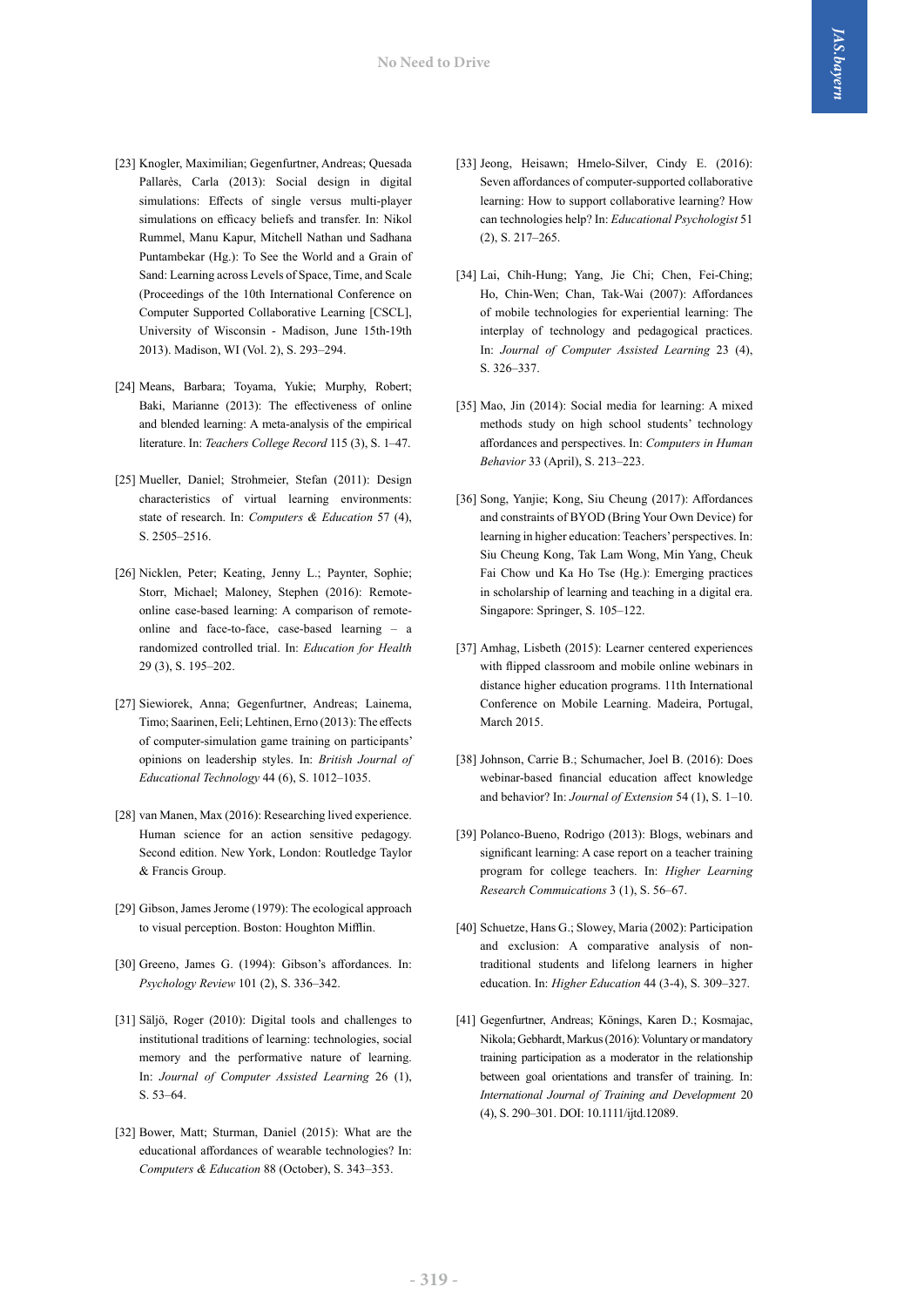[23] Knogler, Maximilian; Gegenfurtner, Andreas; Quesada Pallarès, Carla (2013): Social design in digital simulations: Effects of single versus multi-player simulations on efficacy beliefs and transfer. In: Nikol Rummel, Manu Kapur, Mitchell Nathan und Sadhana Puntambekar (Hg.): To See the World and a Grain of Sand: Learning across Levels of Space, Time, and Scale (Proceedings of the 10th International Conference on Computer Supported Collaborative Learning [CSCL], University of Wisconsin - Madison, June 15th-19th 2013). Madison, WI (Vol. 2), S. 293–294.

[24] Means, Barbara; Toyama, Yukie; Murphy, Robert; Baki, Marianne (2013): The effectiveness of online and blended learning: A meta-analysis of the empirical literature. In: *Teachers College Record* 115 (3), S. 1–47.

[25] Mueller, Daniel; Strohmeier, Stefan (2011): Design characteristics of virtual learning environments: state of research. In: *Computers & Education* 57 (4), S. 2505–2516.

[26] Nicklen, Peter; Keating, Jenny L.; Paynter, Sophie; Storr, Michael; Maloney, Stephen (2016): Remote-online case-based learning: A comparison of remote-online and face-to-face, case-based learning – a randomized controlled trial. In: *Education for Health* 29 (3), S. 195–202.

[27] Siewiorek, Anna; Gegenfurtner, Andreas; Lainema, Timo; Saarinen, Eeli; Lehtinen, Erno (2013): The effects of computer-simulation game training on participants' opinions on leadership styles. In: *British Journal of Educational Technology* 44 (6), S. 1012–1035.

[28] van Manen, Max (2016): Researching lived experience. Human science for an action sensitive pedagogy. Second edition. New York, London: Routledge Taylor & Francis Group.

[29] Gibson, James Jerome (1979): The ecological approach to visual perception. Boston: Houghton Mifflin.

[30] Greeno, James G. (1994): Gibson's affordances. In: *Psychology Review* 101 (2), S. 336–342.

[31] Säljö, Roger (2010): Digital tools and challenges to institutional traditions of learning: technologies, social memory and the performative nature of learning. In: *Journal of Computer Assisted Learning* 26 (1), S. 53–64.

[32] Bower, Matt; Sturman, Daniel (2015): What are the educational affordances of wearable technologies? In: *Computers & Education* 88 (October), S. 343–353.

[33] Jeong, Heisawn; Hmelo-Silver, Cindy E. (2016): Seven affordances of computer-supported collaborative learning: How to support collaborative learning? How can technologies help? In: *Educational Psychologist* 51 (2), S. 217–265.

[34] Lai, Chih-Hung; Yang, Jie Chi; Chen, Fei-Ching; Ho, Chin-Wen; Chan, Tak-Wai (2007): Affordances of mobile technologies for experiential learning: The interplay of technology and pedagogical practices. In: *Journal of Computer Assisted Learning* 23 (4), S. 326–337.

[35] Mao, Jin (2014): Social media for learning: A mixed methods study on high school students' technology affordances and perspectives. In: *Computers in Human Behavior* 33 (April), S. 213–223.

[36] Song, Yanjie; Kong, Siu Cheung (2017): Affordances and constraints of BYOD (Bring Your Own Device) for learning in higher education: Teachers' perspectives. In: Siu Cheung Kong, Tak Lam Wong, Min Yang, Cheuk Fai Chow und Ka Ho Tse (Hg.): Emerging practices in scholarship of learning and teaching in a digital era. Singapore: Springer, S. 105–122.

[37] Amhag, Lisbeth (2015): Learner centered experiences with flipped classroom and mobile online webinars in distance higher education programs. 11th International Conference on Mobile Learning. Madeira, Portugal, March 2015.

[38] Johnson, Carrie B.; Schumacher, Joel B. (2016): Does webinar-based financial education affect knowledge and behavior? In: *Journal of Extension* 54 (1), S. 1–10.

[39] Polanco-Bueno, Rodrigo (2013): Blogs, webinars and significant learning: A case report on a teacher training program for college teachers. In: *Higher Learning Research Commuications* 3 (1), S. 56–67.

[40] Schuetze, Hans G.; Slowey, Maria (2002): Participation and exclusion: A comparative analysis of non-traditional students and lifelong learners in higher education. In: *Higher Education* 44 (3-4), S. 309–327.

[41] Gegenfurtner, Andreas; Könings, Karen D.; Kosmajac, Nikola; Gebhardt, Markus (2016): Voluntary or mandatory training participation as a moderator in the relationship between goal orientations and transfer of training. In: *International Journal of Training and Development* 20 (4), S. 290–301. DOI: 10.1111/ijtd.12089.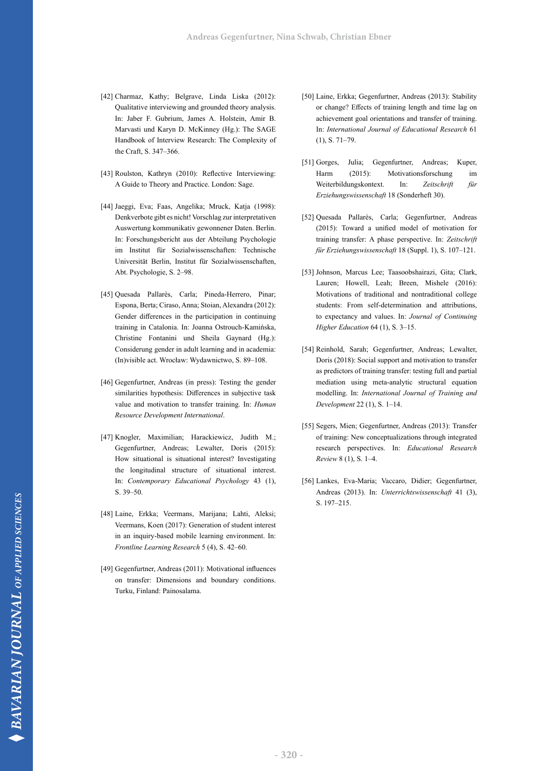[42] Charmaz, Kathy; Belgrave, Linda Liska (2012): Qualitative interviewing and grounded theory analysis. In: Jaber F. Gubrium, James A. Holstein, Amir B. Marvasti und Karyn D. McKinney (Hg.): The SAGE Handbook of Interview Research: The Complexity of the Craft, S. 347–366.

[43] Roulston, Kathryn (2010): Reflective Interviewing: A Guide to Theory and Practice. London: Sage.

[44] Jaeggi, Eva; Faas, Angelika; Mruck, Katja (1998): Denkverbote gibt es nicht! Vorschlag zur interpretativen Auswertung kommunikativ gewonnener Daten. Berlin. In: Forschungsbericht aus der Abteilung Psychologie im Institut für Sozialwissenschaften: Technische Universität Berlin, Institut für Sozialwissenschaften, Abt. Psychologie, S. 2–98.

[45] Quesada Pallarès, Carla; Pineda-Herrero, Pinar; Espona, Berta; Ciraso, Anna; Stoian, Alexandra (2012): Gender differences in the participation in continuing training in Catalonia. In: Joanna Ostrouch-Kamińska, Christine Fontanini und Sheila Gaynard (Hg.): Considerung gender in adult learning and in academia: (In)visible act. Wrocław: Wydawnictwo, S. 89–108.

[46] Gegenfurtner, Andreas (in press): Testing the gender similarities hypothesis: Differences in subjective task value and motivation to transfer training. In: *Human Resource Development International*.

[47] Knogler, Maximilian; Harackiewicz, Judith M.; Gegenfurtner, Andreas; Lewalter, Doris (2015): How situational is situational interest? Investigating the longitudinal structure of situational interest. In: *Contemporary Educational Psychology* 43 (1), S. 39–50.

[48] Laine, Erkka; Veermans, Marijana; Lahti, Aleksi; Veermans, Koen (2017): Generation of student interest in an inquiry-based mobile learning environment. In: *Frontline Learning Research* 5 (4), S. 42–60.

[49] Gegenfurtner, Andreas (2011): Motivational influences on transfer: Dimensions and boundary conditions. Turku, Finland: Painosalama.

[50] Laine, Erkka; Gegenfurtner, Andreas (2013): Stability or change? Effects of training length and time lag on achievement goal orientations and transfer of training. In: *International Journal of Educational Research* 61 (1), S. 71–79.

[51] Gorges, Julia; Gegenfurtner, Andreas; Kuper, Harm (2015): Motivationsforschung im Weiterbildungskontext. In: *Zeitschrift für Erziehungswissenschaft* 18 (Sonderheft 30).

[52] Quesada Pallarès, Carla; Gegenfurtner, Andreas (2015): Toward a unified model of motivation for training transfer: A phase perspective. In: *Zeitschrift für Erziehungswissenschaft* 18 (Suppl. 1), S. 107–121.

[53] Johnson, Marcus Lee; Taasoobshairazi, Gita; Clark, Lauren; Howell, Leah; Breen, Mishele (2016): Motivations of traditional and nontraditional college students: From self-determination and attributions, to expectancy and values. In: *Journal of Continuing Higher Education* 64 (1), S. 3–15.

[54] Reinhold, Sarah; Gegenfurtner, Andreas; Lewalter, Doris (2018): Social support and motivation to transfer as predictors of training transfer: testing full and partial mediation using meta-analytic structural equation modelling. In: *International Journal of Training and Development* 22 (1), S. 1–14.

[55] Segers, Mien; Gegenfurtner, Andreas (2013): Transfer of training: New conceptualizations through integrated research perspectives. In: *Educational Research Review* 8 (1), S. 1–4.

[56] Lankes, Eva-Maria; Vaccaro, Didier; Gegenfurtner, Andreas (2013). In: *Unterrichtswissenschaft* 41 (3), S. 197–215.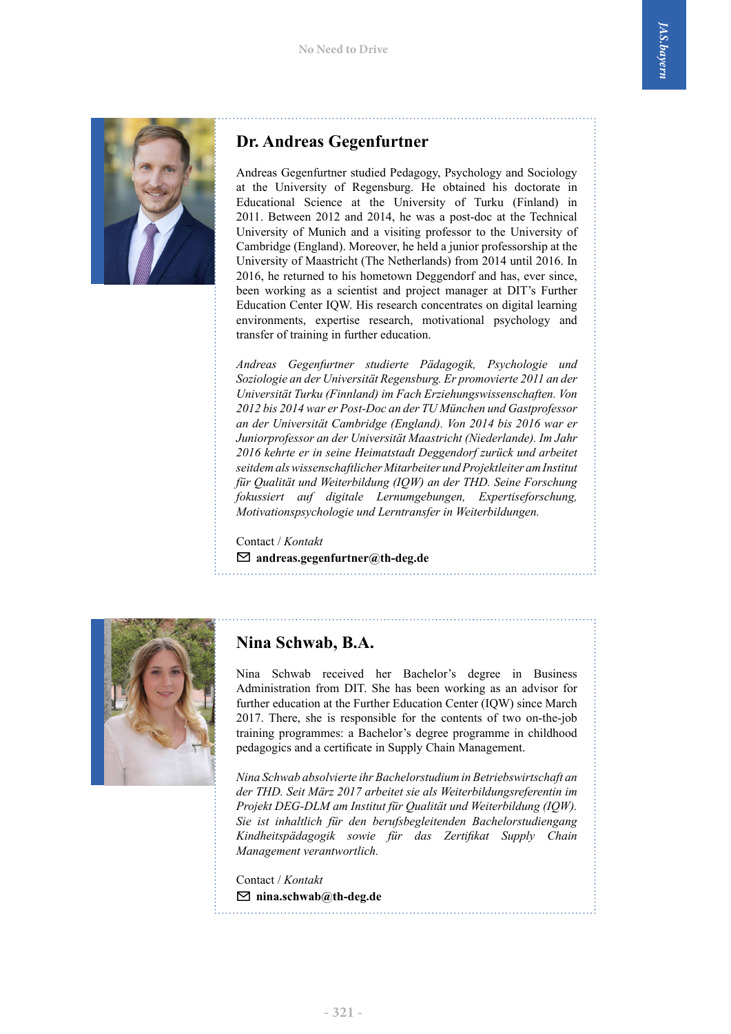## Dr. Andreas Gegenfurtner

Andreas Gegenfurtner studied Pedagogy, Psychology and Sociology at the University of Regensburg. He obtained his doctorate in Educational Science at the University of Turku (Finland) in 2011. Between 2012 and 2014, he was a post-doc at the Technical University of Munich and a visiting professor to the University of Cambridge (England). Moreover, he held a junior professorship at the University of Maastricht (The Netherlands) from 2014 until 2016. In 2016, he returned to his hometown Deggendorf and has, ever since, been working as a scientist and project manager at DIT's Further Education Center IQW. His research concentrates on digital learning environments, expertise research, motivational psychology and transfer of training in further education.

*Andreas Gegenfurtner studierte Pädagogik, Psychologie und Soziologie an der Universität Regensburg. Er promovierte 2011 an der Universität Turku (Finnland) im Fach Erziehungswissenschaften. Von 2012 bis 2014 war er Post-Doc an der TU München und Gastprofessor an der Universität Cambridge (England). Von 2014 bis 2016 war er Juniorprofessor an der Universität Maastricht (Niederlande). Im Jahr 2016 kehrte er in seine Heimatstadt Deggendorf zurück und arbeitet seitdem als wissenschaftlicher Mitarbeiter und Projektleiter am Institut für Qualität und Weiterbildung (IQW) an der THD. Seine Forschung fokussiert auf digitale Lernumgebungen, Expertiseforschung, Motivationspsychologie und Lerntransfer in Weiterbildungen.*

Contact / *Kontakt*

✉ **andreas.gegenfurtner@th-deg.de**

## Nina Schwab, B.A.

Nina Schwab received her Bachelor's degree in Business Administration from DIT. She has been working as an advisor for further education at the Further Education Center (IQW) since March 2017. There, she is responsible for the contents of two on-the-job training programmes: a Bachelor's degree programme in childhood pedagogics and a certificate in Supply Chain Management.

*Nina Schwab absolvierte ihr Bachelorstudium in Betriebswirtschaft an der THD. Seit März 2017 arbeitet sie als Weiterbildungsreferentin im Projekt DEG-DLM am Institut für Qualität und Weiterbildung (IQW). Sie ist inhaltlich für den berufsbegleitenden Bachelorstudiengang Kindheitspädagogik sowie für das Zertifikat Supply Chain Management verantwortlich.*

Contact / *Kontakt*

✉ **nina.schwab@th-deg.de**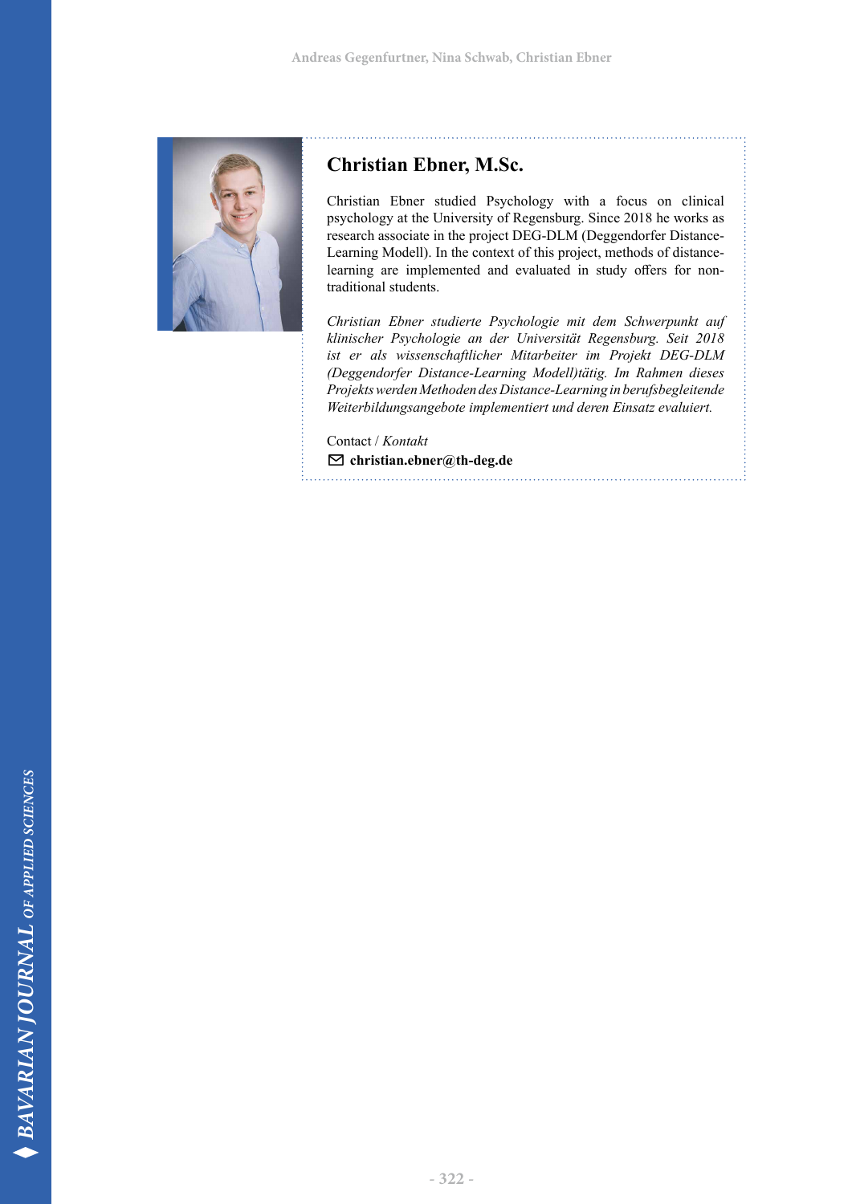## Christian Ebner, M.Sc.

Christian Ebner studied Psychology with a focus on clinical psychology at the University of Regensburg. Since 2018 he works as research associate in the project DEG-DLM (Deggendorfer Distance-Learning Modell). In the context of this project, methods of distance-learning are implemented and evaluated in study offers for non-traditional students.

*Christian Ebner studierte Psychologie mit dem Schwerpunkt auf klinischer Psychologie an der Universität Regensburg. Seit 2018 ist er als wissenschaftlicher Mitarbeiter im Projekt DEG-DLM (Deggendorfer Distance-Learning Modell)tätig. Im Rahmen dieses Projekts werden Methoden des Distance-Learning in berufsbegleitende Weiterbildungsangebote implementiert und deren Einsatz evaluiert.*

Contact / *Kontakt*

✉ **christian.ebner@th-deg.de**